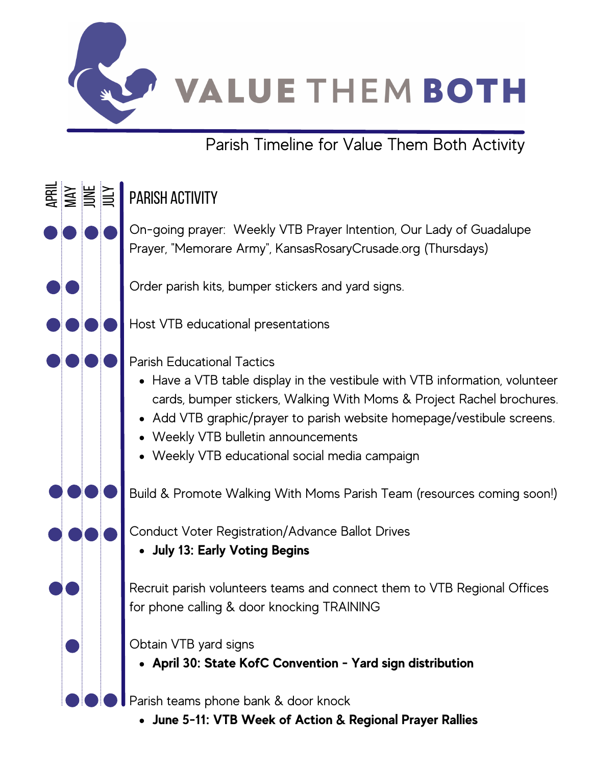# VALUE THEM BOTH

## Parish Timeline for Value Them Both Activity

| April | May | June | July | Parish Activity |
|---|---|---|---|---|
| ● | ● | ● | ● | On-going prayer: Weekly VTB Prayer Intention, Our Lady of Guadalupe Prayer, "Memorare Army", KansasRosaryCrusade.org (Thursdays) |
| ● | ● | | | Order parish kits, bumper stickers and yard signs. |
| ● | ● | ● | ● | Host VTB educational presentations |
| ● | ● | ● | ● | Parish Educational Tactics<br>• Have a VTB table display in the vestibule with VTB information, volunteer cards, bumper stickers, Walking With Moms & Project Rachel brochures.<br>• Add VTB graphic/prayer to parish website homepage/vestibule screens.<br>• Weekly VTB bulletin announcements<br>• Weekly VTB educational social media campaign |
| ● | ● | ● | ● | Build & Promote Walking With Moms Parish Team (resources coming soon!) |
| ● | ● | ● | ● | Conduct Voter Registration/Advance Ballot Drives<br>• **July 13: Early Voting Begins** |
| ● | ● | | | Recruit parish volunteers teams and connect them to VTB Regional Offices for phone calling & door knocking TRAINING |
| | ● | | | Obtain VTB yard signs<br>• **April 30: State KofC Convention - Yard sign distribution** |
| | ● | ● | ● | Parish teams phone bank & door knock<br>• **June 5-11: VTB Week of Action & Regional Prayer Rallies** |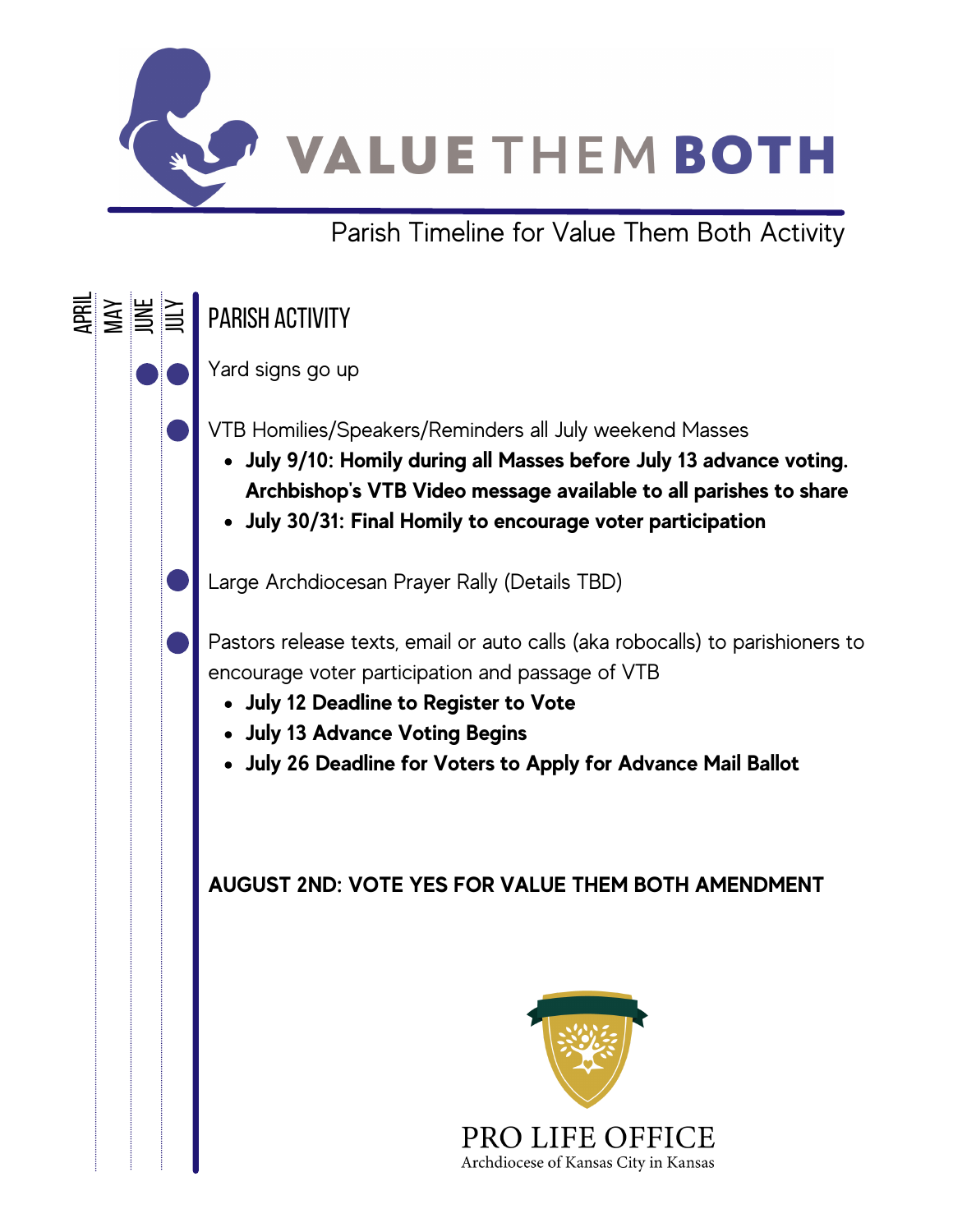# VALUE THEM BOTH

## Parish Timeline for Value Them Both Activity

APRIL | MAY | JUNE | JULY

### PARISH ACTIVITY

Yard signs go up

VTB Homilies/Speakers/Reminders all July weekend Masses

- **July 9/10: Homily during all Masses before July 13 advance voting. Archbishop's VTB Video message available to all parishes to share**
- **July 30/31: Final Homily to encourage voter participation**

Large Archdiocesan Prayer Rally (Details TBD)

Pastors release texts, email or auto calls (aka robocalls) to parishioners to encourage voter participation and passage of VTB

- **July 12 Deadline to Register to Vote**
- **July 13 Advance Voting Begins**
- **July 26 Deadline for Voters to Apply for Advance Mail Ballot**

**AUGUST 2ND: VOTE YES FOR VALUE THEM BOTH AMENDMENT**

PRO LIFE OFFICE
Archdiocese of Kansas City in Kansas